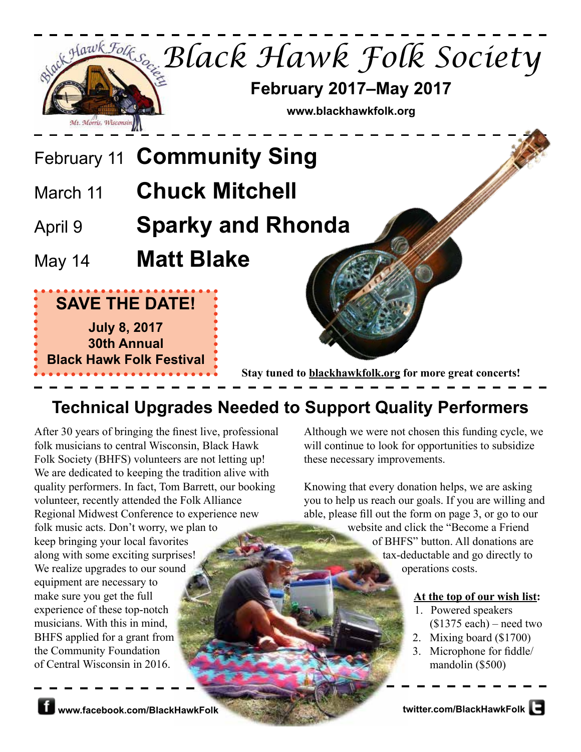# Black Hawk Folk Society

**February 2017–May 2017**

**www.blackhawkfolk.org**

February 11 **Community Sing**

March 11 **Chuck Mitchell**

April 9 **Sparky and Rhonda**

May 14 **Matt Blake**

**SAVE THE DATE!**

**July 8, 2017**
**30th Annual**
**Black Hawk Folk Festival**

**Stay tuned to blackhawkfolk.org for more great concerts!**

## Technical Upgrades Needed to Support Quality Performers

After 30 years of bringing the finest live, professional folk musicians to central Wisconsin, Black Hawk Folk Society (BHFS) volunteers are not letting up! We are dedicated to keeping the tradition alive with quality performers. In fact, Tom Barrett, our booking volunteer, recently attended the Folk Alliance Regional Midwest Conference to experience new folk music acts. Don't worry, we plan to keep bringing your local favorites along with some exciting surprises! We realize upgrades to our sound equipment are necessary to make sure you get the full experience of these top-notch musicians. With this in mind, BHFS applied for a grant from the Community Foundation of Central Wisconsin in 2016.

Although we were not chosen this funding cycle, we will continue to look for opportunities to subsidize these necessary improvements.

Knowing that every donation helps, we are asking you to help us reach our goals. If you are willing and able, please fill out the form on page 3, or go to our website and click the "Become a Friend of BHFS" button. All donations are tax-deductable and go directly to operations costs.

**At the top of our wish list:**

1. Powered speakers ($1375 each) – need two
2. Mixing board ($1700)
3. Microphone for fiddle/mandolin ($500)

**www.facebook.com/BlackHawkFolk**

**twitter.com/BlackHawkFolk**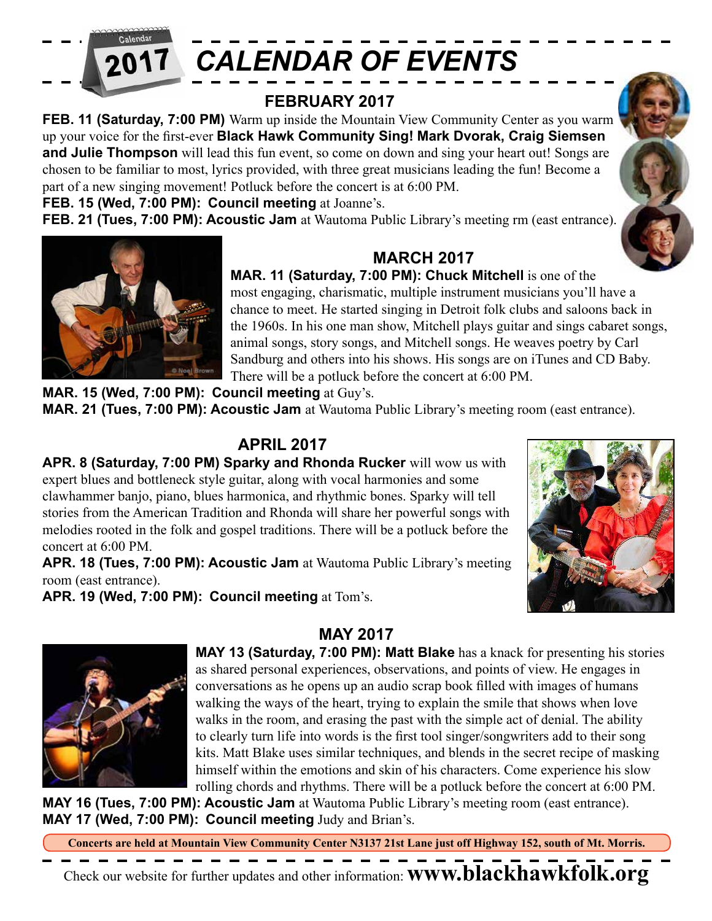# 2017 CALENDAR OF EVENTS

## FEBRUARY 2017

**FEB. 11 (Saturday, 7:00 PM)** Warm up inside the Mountain View Community Center as you warm up your voice for the first-ever **Black Hawk Community Sing! Mark Dvorak, Craig Siemsen and Julie Thompson** will lead this fun event, so come on down and sing your heart out! Songs are chosen to be familiar to most, lyrics provided, with three great musicians leading the fun! Become a part of a new singing movement! Potluck before the concert is at 6:00 PM.

**FEB. 15 (Wed, 7:00 PM): Council meeting** at Joanne's.

**FEB. 21 (Tues, 7:00 PM): Acoustic Jam** at Wautoma Public Library's meeting rm (east entrance).

## MARCH 2017

**MAR. 11 (Saturday, 7:00 PM): Chuck Mitchell** is one of the most engaging, charismatic, multiple instrument musicians you'll have a chance to meet. He started singing in Detroit folk clubs and saloons back in the 1960s. In his one man show, Mitchell plays guitar and sings cabaret songs, animal songs, story songs, and Mitchell songs. He weaves poetry by Carl Sandburg and others into his shows. His songs are on iTunes and CD Baby. There will be a potluck before the concert at 6:00 PM.

**MAR. 15 (Wed, 7:00 PM): Council meeting** at Guy's.

**MAR. 21 (Tues, 7:00 PM): Acoustic Jam** at Wautoma Public Library's meeting room (east entrance).

## APRIL 2017

**APR. 8 (Saturday, 7:00 PM) Sparky and Rhonda Rucker** will wow us with expert blues and bottleneck style guitar, along with vocal harmonies and some clawhammer banjo, piano, blues harmonica, and rhythmic bones. Sparky will tell stories from the American Tradition and Rhonda will share her powerful songs with melodies rooted in the folk and gospel traditions. There will be a potluck before the concert at 6:00 PM.

**APR. 18 (Tues, 7:00 PM): Acoustic Jam** at Wautoma Public Library's meeting room (east entrance).

**APR. 19 (Wed, 7:00 PM): Council meeting** at Tom's.

## MAY 2017

**MAY 13 (Saturday, 7:00 PM): Matt Blake** has a knack for presenting his stories as shared personal experiences, observations, and points of view. He engages in conversations as he opens up an audio scrap book filled with images of humans walking the ways of the heart, trying to explain the smile that shows when love walks in the room, and erasing the past with the simple act of denial. The ability to clearly turn life into words is the first tool singer/songwriters add to their song kits. Matt Blake uses similar techniques, and blends in the secret recipe of masking himself within the emotions and skin of his characters. Come experience his slow rolling chords and rhythms. There will be a potluck before the concert at 6:00 PM.

**MAY 16 (Tues, 7:00 PM): Acoustic Jam** at Wautoma Public Library's meeting room (east entrance).

**MAY 17 (Wed, 7:00 PM): Council meeting** Judy and Brian's.

**Concerts are held at Mountain View Community Center N3137 21st Lane just off Highway 152, south of Mt. Morris.**

Check our website for further updates and other information: **www.blackhawkfolk.org**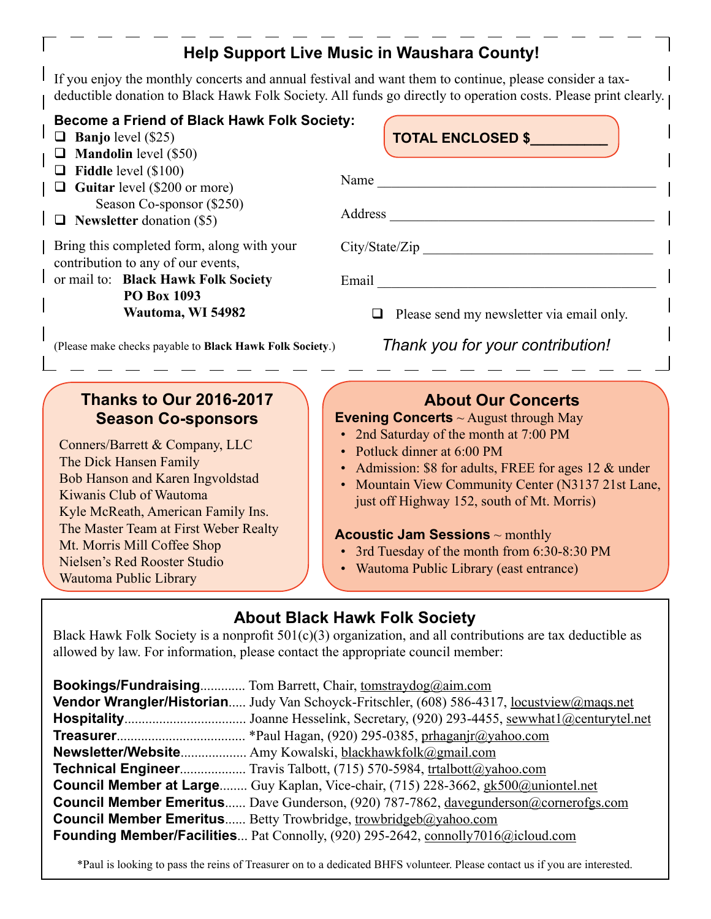## Help Support Live Music in Waushara County!

If you enjoy the monthly concerts and annual festival and want them to continue, please consider a tax-deductible donation to Black Hawk Folk Society. All funds go directly to operation costs. Please print clearly.

**Become a Friend of Black Hawk Folk Society:**

- ❑ **Banjo** level ($25)
- ❑ **Mandolin** level ($50)
- ❑ **Fiddle** level ($100)
- ❑ **Guitar** level ($200 or more)
  Season Co-sponsor ($250)
- ❑ **Newsletter** donation ($5)

Bring this completed form, along with your contribution to any of our events,
or mail to: **Black Hawk Folk Society**
**PO Box 1093**
**Wautoma, WI 54982**

(Please make checks payable to **Black Hawk Folk Society**.)

**TOTAL ENCLOSED $__________**

Name ________________________________________

Address ________________________________________

City/State/Zip ________________________________________

Email ________________________________________

❑ Please send my newsletter via email only.

*Thank you for your contribution!*

### Thanks to Our 2016-2017 Season Co-sponsors

Conners/Barrett & Company, LLC
The Dick Hansen Family
Bob Hanson and Karen Ingvoldstad
Kiwanis Club of Wautoma
Kyle McReath, American Family Ins.
The Master Team at First Weber Realty
Mt. Morris Mill Coffee Shop
Nielsen's Red Rooster Studio
Wautoma Public Library

### About Our Concerts

**Evening Concerts** ~ August through May

- 2nd Saturday of the month at 7:00 PM
- Potluck dinner at 6:00 PM
- Admission: $8 for adults, FREE for ages 12 & under
- Mountain View Community Center (N3137 21st Lane, just off Highway 152, south of Mt. Morris)

**Acoustic Jam Sessions** ~ monthly

- 3rd Tuesday of the month from 6:30-8:30 PM
- Wautoma Public Library (east entrance)

### About Black Hawk Folk Society

Black Hawk Folk Society is a nonprofit 501(c)(3) organization, and all contributions are tax deductible as allowed by law. For information, please contact the appropriate council member:

**Bookings/Fundraising**............ Tom Barrett, Chair, tomstraydog@aim.com
**Vendor Wrangler/Historian**..... Judy Van Schoyck-Fritschler, (608) 586-4317, locustview@maqs.net
**Hospitality**................................ Joanne Hesselink, Secretary, (920) 293-4455, sewwhat1@centurytel.net
**Treasurer**.................................. *Paul Hagan, (920) 295-0385, prhaganjr@yahoo.com
**Newsletter/Website**.................. Amy Kowalski, blackhawkfolk@gmail.com
**Technical Engineer**.................. Travis Talbott, (715) 570-5984, trtalbott@yahoo.com
**Council Member at Large**........ Guy Kaplan, Vice-chair, (715) 228-3662, gk500@uniontel.net
**Council Member Emeritus**...... Dave Gunderson, (920) 787-7862, davegunderson@cornerofgs.com
**Council Member Emeritus**...... Betty Trowbridge, trowbridgeb@yahoo.com
**Founding Member/Facilities**... Pat Connolly, (920) 295-2642, connolly7016@icloud.com

*Paul is looking to pass the reins of Treasurer on to a dedicated BHFS volunteer. Please contact us if you are interested.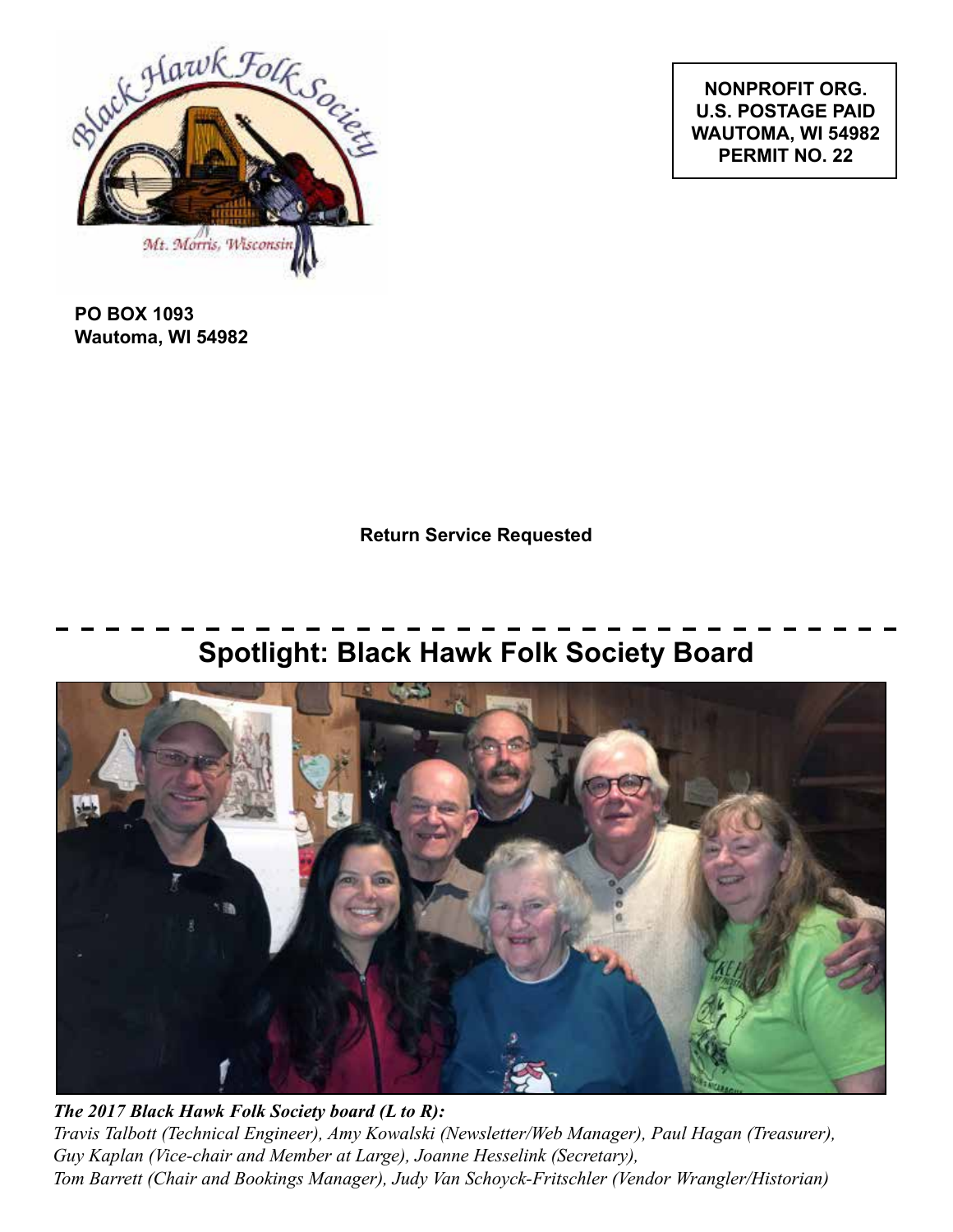NONPROFIT ORG.
U.S. POSTAGE PAID
WAUTOMA, WI 54982
PERMIT NO. 22

PO BOX 1093
Wautoma, WI 54982

**Return Service Requested**

## Spotlight: Black Hawk Folk Society Board

***The 2017 Black Hawk Folk Society board (L to R):***
*Travis Talbott (Technical Engineer), Amy Kowalski (Newsletter/Web Manager), Paul Hagan (Treasurer), Guy Kaplan (Vice-chair and Member at Large), Joanne Hesselink (Secretary), Tom Barrett (Chair and Bookings Manager), Judy Van Schoyck-Fritschler (Vendor Wrangler/Historian)*